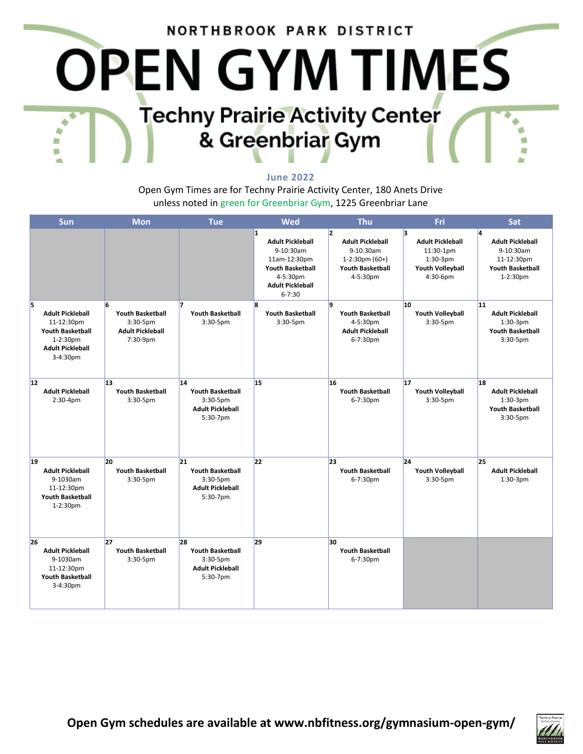NORTHBROOK PARK DISTRICT

# OPEN GYM TIMES

## Techny Prairie Activity Center & Greenbriar Gym

**June 2022**

Open Gym Times are for Techny Prairie Activity Center, 180 Anets Drive
unless noted in green for Greenbriar Gym, 1225 Greenbriar Lane

| Sun | Mon | Tue | Wed | Thu | Fri | Sat |
|---|---|---|---|---|---|---|
| | | | 1<br>**Adult Pickleball**<br>9-10:30am<br>11am-12:30pm<br>**Youth Basketball**<br>4-5:30pm<br>**Adult Pickleball**<br>6-7:30 | 2<br>**Adult Pickleball**<br>9-10:30am<br>1-2:30pm (60+)<br>**Youth Basketball**<br>4-5:30pm | 3<br>**Adult Pickleball**<br>11:30-1pm<br>1:30-3pm<br>**Youth Volleyball**<br>4:30-6pm | 4<br>**Adult Pickleball**<br>9-10:30am<br>11-12:30pm<br>**Youth Basketball**<br>1-2:30pm |
| 5<br>**Adult Pickleball**<br>11-12:30pm<br>**Youth Basketball**<br>1-2:30pm<br>**Adult Pickleball**<br>3-4:30pm | 6<br>**Youth Basketball**<br>3:30-5pm<br>**Adult Pickleball**<br>7:30-9pm | 7<br>**Youth Basketball**<br>3:30-5pm | 8<br>**Youth Basketball**<br>3:30-5pm | 9<br>**Youth Basketball**<br>4-5:30pm<br>**Adult Pickleball**<br>6-7:30pm | 10<br>**Youth Volleyball**<br>3:30-5pm | 11<br>**Adult Pickleball**<br>1:30-3pm<br>**Youth Basketball**<br>3:30-5pm |
| 12<br>**Adult Pickleball**<br>2:30-4pm | 13<br>**Youth Basketball**<br>3:30-5pm | 14<br>**Youth Basketball**<br>3:30-5pm<br>**Adult Pickleball**<br>5:30-7pm | 15 | 16<br>**Youth Basketball**<br>6-7:30pm | 17<br>**Youth Volleyball**<br>3:30-5pm | 18<br>**Adult Pickleball**<br>1:30-3pm<br>**Youth Basketball**<br>3:30-5pm |
| 19<br>**Adult Pickleball**<br>9-1030am<br>11-12:30pm<br>**Youth Basketball**<br>1-2:30pm | 20<br>**Youth Basketball**<br>3:30-5pm | 21<br>**Youth Basketball**<br>3:30-5pm<br>**Adult Pickleball**<br>5:30-7pm | 22 | 23<br>**Youth Basketball**<br>6-7:30pm | 24<br>**Youth Volleyball**<br>3:30-5pm | 25<br>**Adult Pickleball**<br>1:30-3pm |
| 26<br>**Adult Pickleball**<br>9-1030am<br>11-12:30pm<br>**Youth Basketball**<br>3-4:30pm | 27<br>**Youth Basketball**<br>3:30-5pm | 28<br>**Youth Basketball**<br>3:30-5pm<br>**Adult Pickleball**<br>5:30-7pm | 29 | 30<br>**Youth Basketball**<br>6-7:30pm | | |

**Open Gym schedules are available at www.nbfitness.org/gymnasium-open-gym/**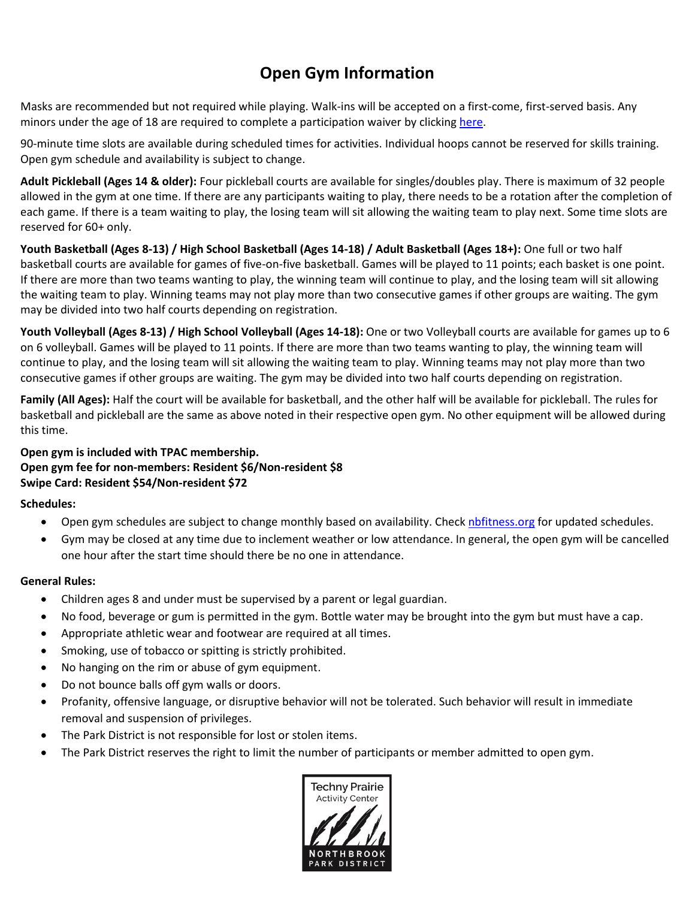# Open Gym Information

Masks are recommended but not required while playing. Walk-ins will be accepted on a first-come, first-served basis. Any minors under the age of 18 are required to complete a participation waiver by clicking here.

90-minute time slots are available during scheduled times for activities. Individual hoops cannot be reserved for skills training. Open gym schedule and availability is subject to change.

**Adult Pickleball (Ages 14 & older):** Four pickleball courts are available for singles/doubles play. There is maximum of 32 people allowed in the gym at one time. If there are any participants waiting to play, there needs to be a rotation after the completion of each game. If there is a team waiting to play, the losing team will sit allowing the waiting team to play next. Some time slots are reserved for 60+ only.

**Youth Basketball (Ages 8-13) / High School Basketball (Ages 14-18) / Adult Basketball (Ages 18+):** One full or two half basketball courts are available for games of five-on-five basketball. Games will be played to 11 points; each basket is one point. If there are more than two teams wanting to play, the winning team will continue to play, and the losing team will sit allowing the waiting team to play. Winning teams may not play more than two consecutive games if other groups are waiting. The gym may be divided into two half courts depending on registration.

**Youth Volleyball (Ages 8-13) / High School Volleyball (Ages 14-18):** One or two Volleyball courts are available for games up to 6 on 6 volleyball. Games will be played to 11 points. If there are more than two teams wanting to play, the winning team will continue to play, and the losing team will sit allowing the waiting team to play. Winning teams may not play more than two consecutive games if other groups are waiting. The gym may be divided into two half courts depending on registration.

**Family (All Ages):** Half the court will be available for basketball, and the other half will be available for pickleball. The rules for basketball and pickleball are the same as above noted in their respective open gym. No other equipment will be allowed during this time.

**Open gym is included with TPAC membership.**
**Open gym fee for non-members: Resident $6/Non-resident $8**
**Swipe Card: Resident $54/Non-resident $72**

**Schedules:**

- Open gym schedules are subject to change monthly based on availability. Check nbfitness.org for updated schedules.
- Gym may be closed at any time due to inclement weather or low attendance. In general, the open gym will be cancelled one hour after the start time should there be no one in attendance.

**General Rules:**

- Children ages 8 and under must be supervised by a parent or legal guardian.
- No food, beverage or gum is permitted in the gym. Bottle water may be brought into the gym but must have a cap.
- Appropriate athletic wear and footwear are required at all times.
- Smoking, use of tobacco or spitting is strictly prohibited.
- No hanging on the rim or abuse of gym equipment.
- Do not bounce balls off gym walls or doors.
- Profanity, offensive language, or disruptive behavior will not be tolerated. Such behavior will result in immediate removal and suspension of privileges.
- The Park District is not responsible for lost or stolen items.
- The Park District reserves the right to limit the number of participants or member admitted to open gym.

Techny Prairie Activity Center
NORTHBROOK PARK DISTRICT